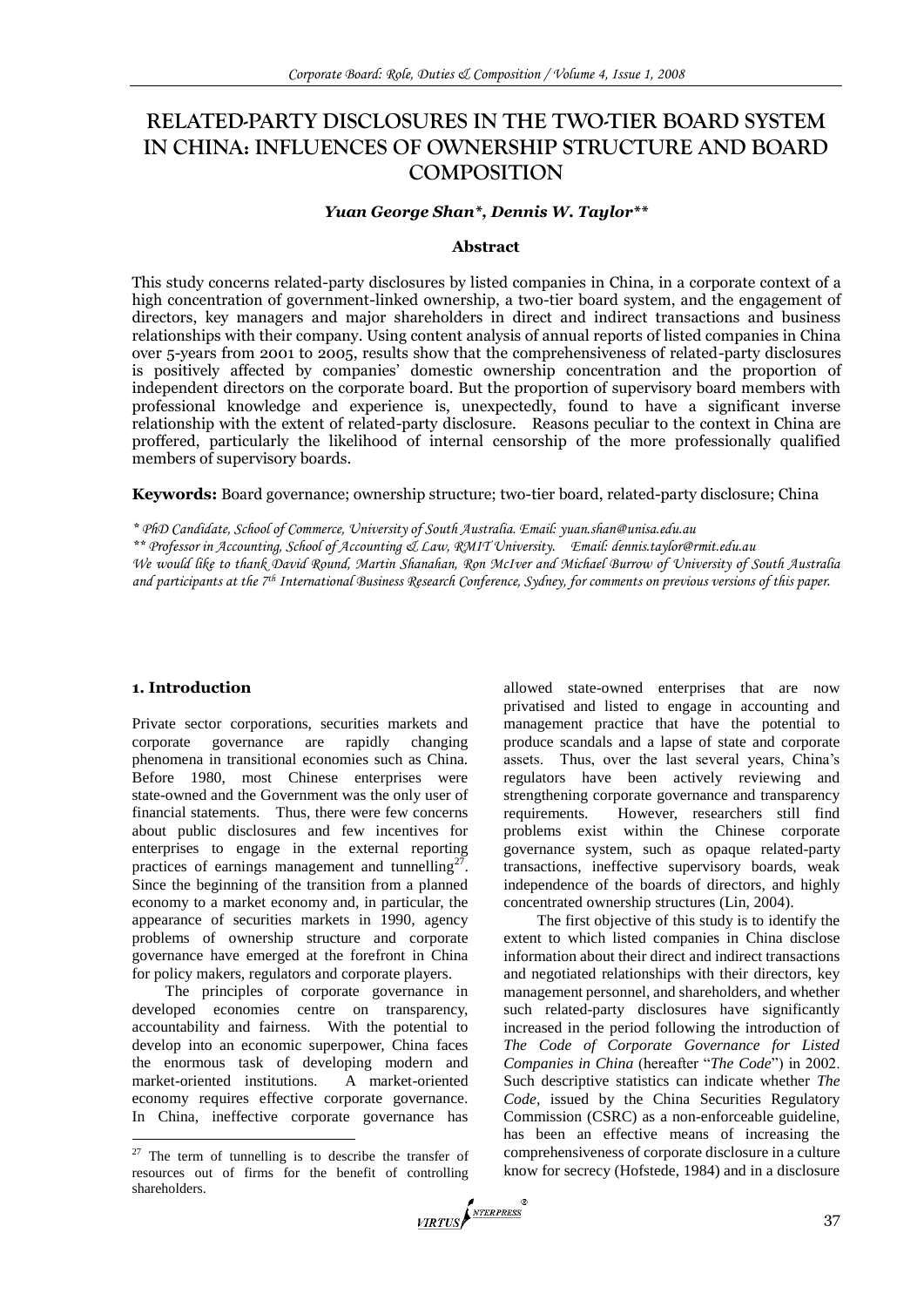# RELATED-PARTY DISCLOSURES IN THE TWO-TIER BOARD SYSTEM IN CHINA: INFLUENCES OF OWNERSHIP STRUCTURE AND BOARD COMPOSITION

***Yuan George Shan\*, Dennis W. Taylor\*\****

**Abstract**

This study concerns related-party disclosures by listed companies in China, in a corporate context of a high concentration of government-linked ownership, a two-tier board system, and the engagement of directors, key managers and major shareholders in direct and indirect transactions and business relationships with their company. Using content analysis of annual reports of listed companies in China over 5-years from 2001 to 2005, results show that the comprehensiveness of related-party disclosures is positively affected by companies' domestic ownership concentration and the proportion of independent directors on the corporate board. But the proportion of supervisory board members with professional knowledge and experience is, unexpectedly, found to have a significant inverse relationship with the extent of related-party disclosure. Reasons peculiar to the context in China are proffered, particularly the likelihood of internal censorship of the more professionally qualified members of supervisory boards.

**Keywords:** Board governance; ownership structure; two-tier board, related-party disclosure; China

*\* PhD Candidate, School of Commerce, University of South Australia. Email: yuan.shan@unisa.edu.au*

*\*\* Professor in Accounting, School of Accounting & Law, RMIT University. Email: dennis.taylor@rmit.edu.au*

*We would like to thank David Round, Martin Shanahan, Ron McIver and Michael Burrow of University of South Australia and participants at the 7th International Business Research Conference, Sydney, for comments on previous versions of this paper.*

## 1. Introduction

Private sector corporations, securities markets and corporate governance are rapidly changing phenomena in transitional economies such as China. Before 1980, most Chinese enterprises were state-owned and the Government was the only user of financial statements. Thus, there were few concerns about public disclosures and few incentives for enterprises to engage in the external reporting practices of earnings management and tunnelling[27]. Since the beginning of the transition from a planned economy to a market economy and, in particular, the appearance of securities markets in 1990, agency problems of ownership structure and corporate governance have emerged at the forefront in China for policy makers, regulators and corporate players.

The principles of corporate governance in developed economies centre on transparency, accountability and fairness. With the potential to develop into an economic superpower, China faces the enormous task of developing modern and market-oriented institutions. A market-oriented economy requires effective corporate governance. In China, ineffective corporate governance has allowed state-owned enterprises that are now privatised and listed to engage in accounting and management practice that have the potential to produce scandals and a lapse of state and corporate assets. Thus, over the last several years, China's regulators have been actively reviewing and strengthening corporate governance and transparency requirements. However, researchers still find problems exist within the Chinese corporate governance system, such as opaque related-party transactions, ineffective supervisory boards, weak independence of the boards of directors, and highly concentrated ownership structures (Lin, 2004).

The first objective of this study is to identify the extent to which listed companies in China disclose information about their direct and indirect transactions and negotiated relationships with their directors, key management personnel, and shareholders, and whether such related-party disclosures have significantly increased in the period following the introduction of *The Code of Corporate Governance for Listed Companies in China* (hereafter "*The Code*") in 2002. Such descriptive statistics can indicate whether *The Code*, issued by the China Securities Regulatory Commission (CSRC) as a non-enforceable guideline, has been an effective means of increasing the comprehensiveness of corporate disclosure in a culture know for secrecy (Hofstede, 1984) and in a disclosure

[27] The term of tunnelling is to describe the transfer of resources out of firms for the benefit of controlling shareholders.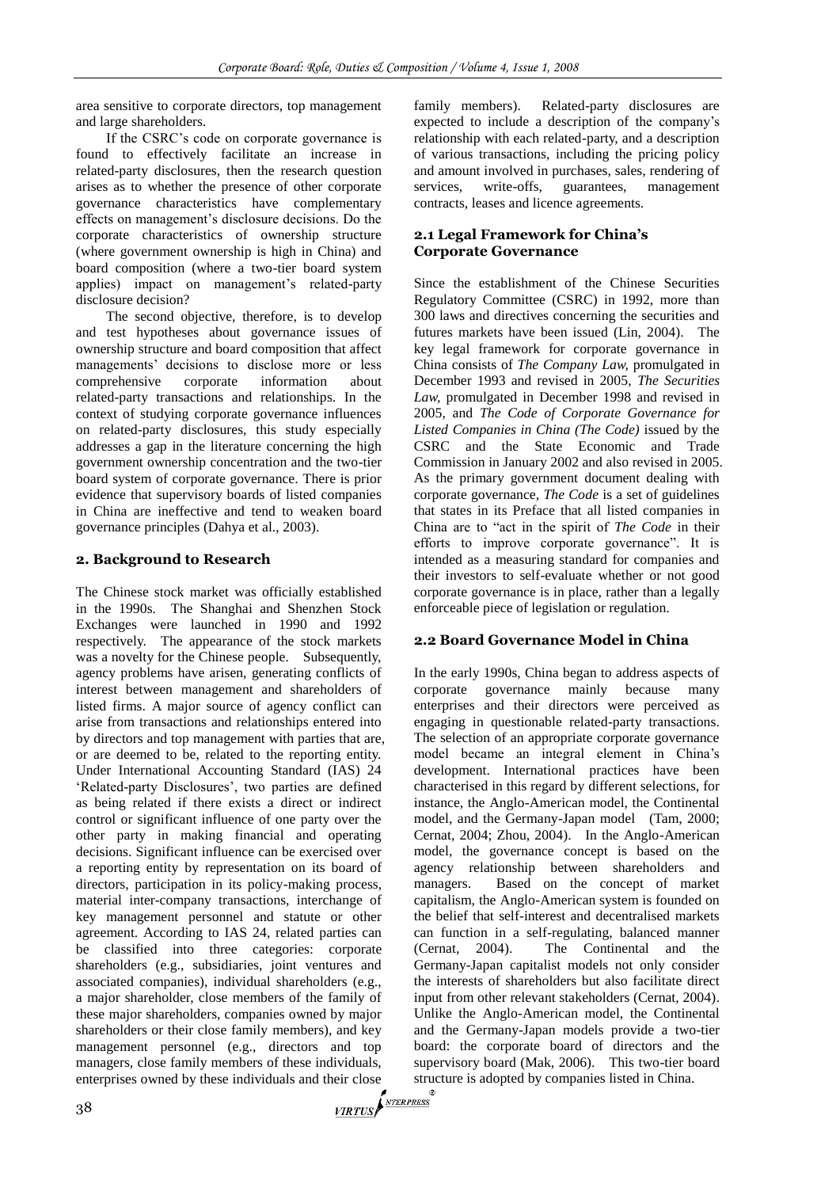area sensitive to corporate directors, top management and large shareholders.

If the CSRC's code on corporate governance is found to effectively facilitate an increase in related-party disclosures, then the research question arises as to whether the presence of other corporate governance characteristics have complementary effects on management's disclosure decisions. Do the corporate characteristics of ownership structure (where government ownership is high in China) and board composition (where a two-tier board system applies) impact on management's related-party disclosure decision?

The second objective, therefore, is to develop and test hypotheses about governance issues of ownership structure and board composition that affect managements' decisions to disclose more or less comprehensive corporate information about related-party transactions and relationships. In the context of studying corporate governance influences on related-party disclosures, this study especially addresses a gap in the literature concerning the high government ownership concentration and the two-tier board system of corporate governance. There is prior evidence that supervisory boards of listed companies in China are ineffective and tend to weaken board governance principles (Dahya et al., 2003).

## 2. Background to Research

The Chinese stock market was officially established in the 1990s. The Shanghai and Shenzhen Stock Exchanges were launched in 1990 and 1992 respectively. The appearance of the stock markets was a novelty for the Chinese people. Subsequently, agency problems have arisen, generating conflicts of interest between management and shareholders of listed firms. A major source of agency conflict can arise from transactions and relationships entered into by directors and top management with parties that are, or are deemed to be, related to the reporting entity. Under International Accounting Standard (IAS) 24 'Related-party Disclosures', two parties are defined as being related if there exists a direct or indirect control or significant influence of one party over the other party in making financial and operating decisions. Significant influence can be exercised over a reporting entity by representation on its board of directors, participation in its policy-making process, material inter-company transactions, interchange of key management personnel and statute or other agreement. According to IAS 24, related parties can be classified into three categories: corporate shareholders (e.g., subsidiaries, joint ventures and associated companies), individual shareholders (e.g., a major shareholder, close members of the family of these major shareholders, companies owned by major shareholders or their close family members), and key management personnel (e.g., directors and top managers, close family members of these individuals, enterprises owned by these individuals and their close family members). Related-party disclosures are expected to include a description of the company's relationship with each related-party, and a description of various transactions, including the pricing policy and amount involved in purchases, sales, rendering of services, write-offs, guarantees, management contracts, leases and licence agreements.

### 2.1 Legal Framework for China's Corporate Governance

Since the establishment of the Chinese Securities Regulatory Committee (CSRC) in 1992, more than 300 laws and directives concerning the securities and futures markets have been issued (Lin, 2004). The key legal framework for corporate governance in China consists of *The Company Law,* promulgated in December 1993 and revised in 2005, *The Securities Law,* promulgated in December 1998 and revised in 2005, and *The Code of Corporate Governance for Listed Companies in China (The Code)* issued by the CSRC and the State Economic and Trade Commission in January 2002 and also revised in 2005. As the primary government document dealing with corporate governance, *The Code* is a set of guidelines that states in its Preface that all listed companies in China are to "act in the spirit of *The Code* in their efforts to improve corporate governance". It is intended as a measuring standard for companies and their investors to self-evaluate whether or not good corporate governance is in place, rather than a legally enforceable piece of legislation or regulation.

### 2.2 Board Governance Model in China

In the early 1990s, China began to address aspects of corporate governance mainly because many enterprises and their directors were perceived as engaging in questionable related-party transactions. The selection of an appropriate corporate governance model became an integral element in China's development. International practices have been characterised in this regard by different selections, for instance, the Anglo-American model, the Continental model, and the Germany-Japan model (Tam, 2000; Cernat, 2004; Zhou, 2004). In the Anglo-American model, the governance concept is based on the agency relationship between shareholders and managers. Based on the concept of market capitalism, the Anglo-American system is founded on the belief that self-interest and decentralised markets can function in a self-regulating, balanced manner (Cernat, 2004). The Continental and the Germany-Japan capitalist models not only consider the interests of shareholders but also facilitate direct input from other relevant stakeholders (Cernat, 2004). Unlike the Anglo-American model, the Continental and the Germany-Japan models provide a two-tier board: the corporate board of directors and the supervisory board (Mak, 2006). This two-tier board structure is adopted by companies listed in China.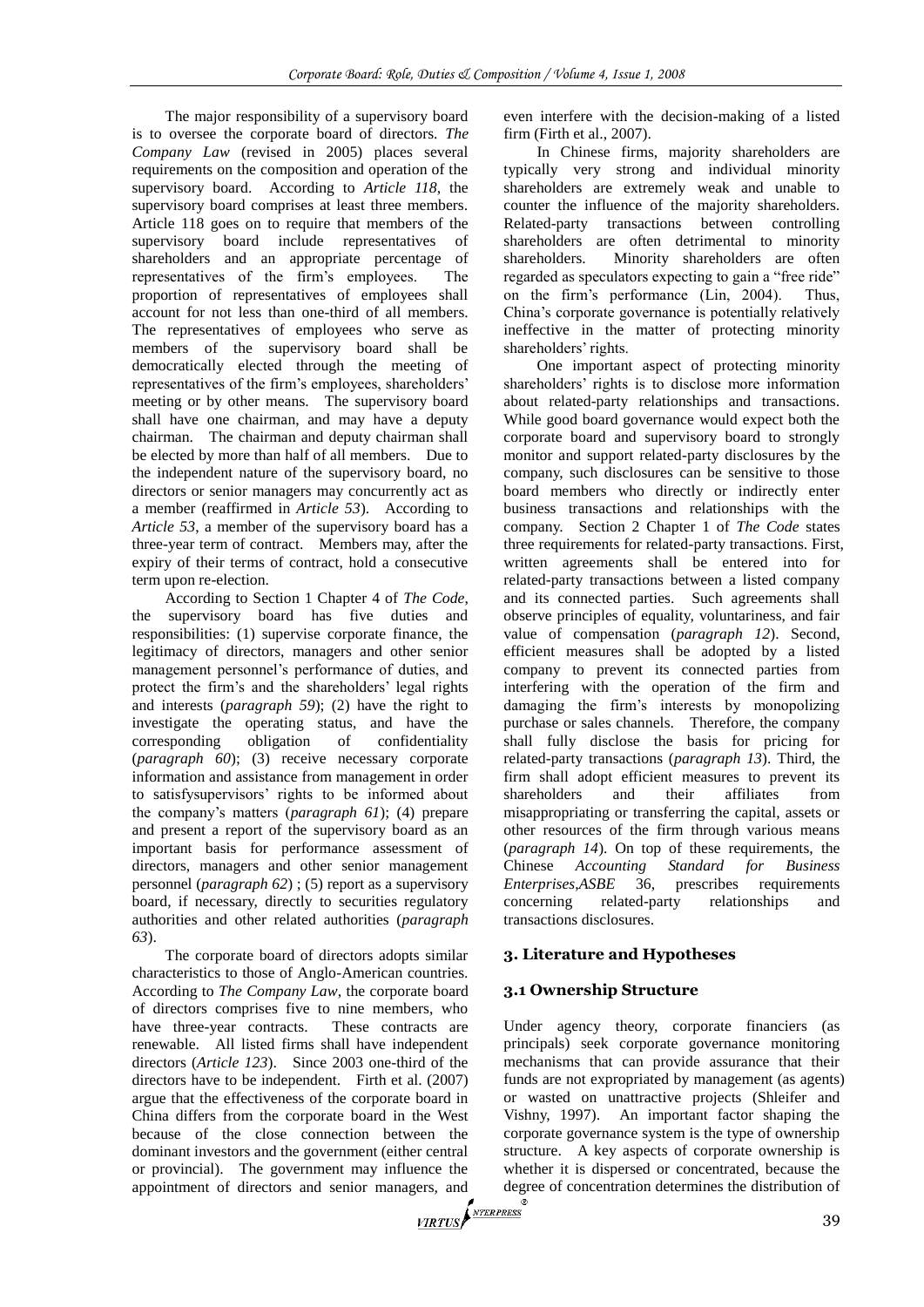The major responsibility of a supervisory board is to oversee the corporate board of directors. *The Company Law* (revised in 2005) places several requirements on the composition and operation of the supervisory board. According to *Article 118*, the supervisory board comprises at least three members. Article 118 goes on to require that members of the supervisory board include representatives of shareholders and an appropriate percentage of representatives of the firm's employees. The proportion of representatives of employees shall account for not less than one-third of all members. The representatives of employees who serve as members of the supervisory board shall be democratically elected through the meeting of representatives of the firm's employees, shareholders' meeting or by other means. The supervisory board shall have one chairman, and may have a deputy chairman. The chairman and deputy chairman shall be elected by more than half of all members. Due to the independent nature of the supervisory board, no directors or senior managers may concurrently act as a member (reaffirmed in *Article 53*). According to *Article 53*, a member of the supervisory board has a three-year term of contract. Members may, after the expiry of their terms of contract, hold a consecutive term upon re-election.

According to Section 1 Chapter 4 of *The Code*, the supervisory board has five duties and responsibilities: (1) supervise corporate finance, the legitimacy of directors, managers and other senior management personnel's performance of duties, and protect the firm's and the shareholders' legal rights and interests (*paragraph 59*); (2) have the right to investigate the operating status, and have the corresponding obligation of confidentiality (*paragraph 60*); (3) receive necessary corporate information and assistance from management in order to satisfysupervisors' rights to be informed about the company's matters (*paragraph 61*); (4) prepare and present a report of the supervisory board as an important basis for performance assessment of directors, managers and other senior management personnel (*paragraph 62*) ; (5) report as a supervisory board, if necessary, directly to securities regulatory authorities and other related authorities (*paragraph 63*).

The corporate board of directors adopts similar characteristics to those of Anglo-American countries. According to *The Company Law*, the corporate board of directors comprises five to nine members, who have three-year contracts. These contracts are renewable. All listed firms shall have independent directors (*Article 123*). Since 2003 one-third of the directors have to be independent. Firth et al. (2007) argue that the effectiveness of the corporate board in China differs from the corporate board in the West because of the close connection between the dominant investors and the government (either central or provincial). The government may influence the appointment of directors and senior managers, and even interfere with the decision-making of a listed firm (Firth et al., 2007).

In Chinese firms, majority shareholders are typically very strong and individual minority shareholders are extremely weak and unable to counter the influence of the majority shareholders. Related-party transactions between controlling shareholders are often detrimental to minority shareholders. Minority shareholders are often regarded as speculators expecting to gain a "free ride" on the firm's performance (Lin, 2004). Thus, China's corporate governance is potentially relatively ineffective in the matter of protecting minority shareholders' rights.

One important aspect of protecting minority shareholders' rights is to disclose more information about related-party relationships and transactions. While good board governance would expect both the corporate board and supervisory board to strongly monitor and support related-party disclosures by the company, such disclosures can be sensitive to those board members who directly or indirectly enter business transactions and relationships with the company. Section 2 Chapter 1 of *The Code* states three requirements for related-party transactions. First, written agreements shall be entered into for related-party transactions between a listed company and its connected parties. Such agreements shall observe principles of equality, voluntariness, and fair value of compensation (*paragraph 12*). Second, efficient measures shall be adopted by a listed company to prevent its connected parties from interfering with the operation of the firm and damaging the firm's interests by monopolizing purchase or sales channels. Therefore, the company shall fully disclose the basis for pricing for related-party transactions (*paragraph 13*). Third, the firm shall adopt efficient measures to prevent its shareholders and their affiliates from misappropriating or transferring the capital, assets or other resources of the firm through various means (*paragraph 14*). On top of these requirements, the Chinese *Accounting Standard for Business Enterprises,ASBE* 36, prescribes requirements concerning related-party relationships and transactions disclosures.

## 3. Literature and Hypotheses

### 3.1 Ownership Structure

Under agency theory, corporate financiers (as principals) seek corporate governance monitoring mechanisms that can provide assurance that their funds are not expropriated by management (as agents) or wasted on unattractive projects (Shleifer and Vishny, 1997). An important factor shaping the corporate governance system is the type of ownership structure. A key aspects of corporate ownership is whether it is dispersed or concentrated, because the degree of concentration determines the distribution of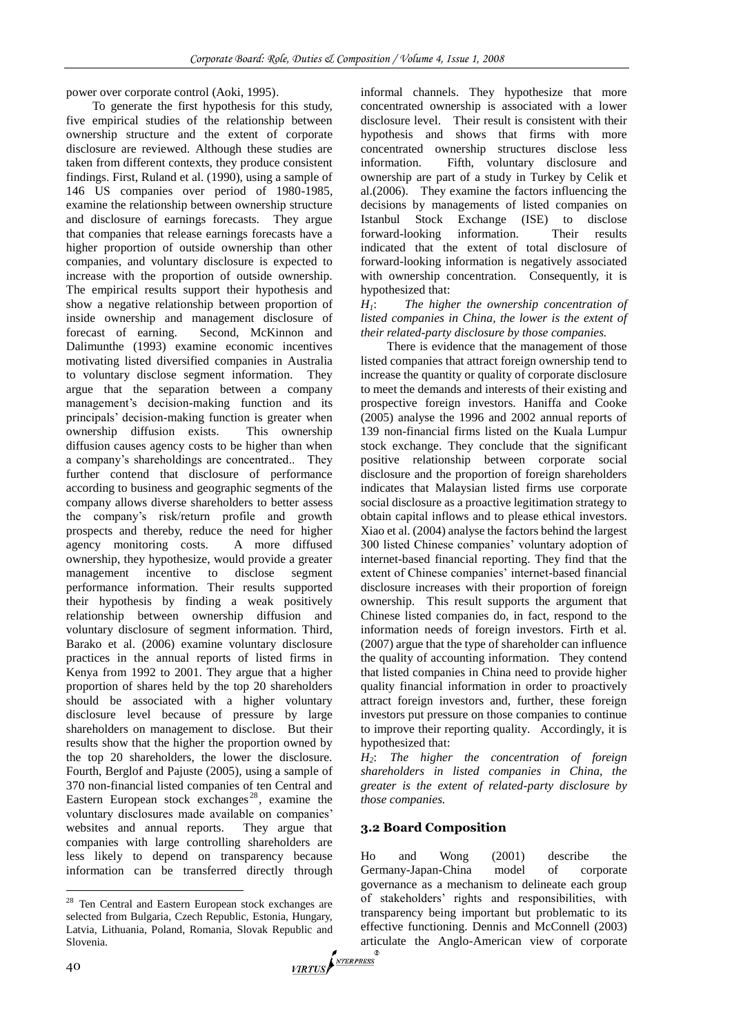power over corporate control (Aoki, 1995).

To generate the first hypothesis for this study, five empirical studies of the relationship between ownership structure and the extent of corporate disclosure are reviewed. Although these studies are taken from different contexts, they produce consistent findings. First, Ruland et al. (1990), using a sample of 146 US companies over period of 1980-1985, examine the relationship between ownership structure and disclosure of earnings forecasts. They argue that companies that release earnings forecasts have a higher proportion of outside ownership than other companies, and voluntary disclosure is expected to increase with the proportion of outside ownership. The empirical results support their hypothesis and show a negative relationship between proportion of inside ownership and management disclosure of forecast of earning. Second, McKinnon and Dalimunthe (1993) examine economic incentives motivating listed diversified companies in Australia to voluntary disclose segment information. They argue that the separation between a company management's decision-making function and its principals' decision-making function is greater when ownership diffusion exists. This ownership diffusion causes agency costs to be higher than when a company's shareholdings are concentrated.. They further contend that disclosure of performance according to business and geographic segments of the company allows diverse shareholders to better assess the company's risk/return profile and growth prospects and thereby, reduce the need for higher agency monitoring costs. A more diffused ownership, they hypothesize, would provide a greater management incentive to disclose segment performance information. Their results supported their hypothesis by finding a weak positively relationship between ownership diffusion and voluntary disclosure of segment information. Third, Barako et al. (2006) examine voluntary disclosure practices in the annual reports of listed firms in Kenya from 1992 to 2001. They argue that a higher proportion of shares held by the top 20 shareholders should be associated with a higher voluntary disclosure level because of pressure by large shareholders on management to disclose. But their results show that the higher the proportion owned by the top 20 shareholders, the lower the disclosure. Fourth, Berglof and Pajuste (2005), using a sample of 370 non-financial listed companies of ten Central and Eastern European stock exchanges[28], examine the voluntary disclosures made available on companies' websites and annual reports. They argue that companies with large controlling shareholders are less likely to depend on transparency because information can be transferred directly through informal channels. They hypothesize that more concentrated ownership is associated with a lower disclosure level. Their result is consistent with their hypothesis and shows that firms with more concentrated ownership structures disclose less information. Fifth, voluntary disclosure and ownership are part of a study in Turkey by Celik et al.(2006). They examine the factors influencing the decisions by managements of listed companies on Istanbul Stock Exchange (ISE) to disclose forward-looking information. Their results indicated that the extent of total disclosure of forward-looking information is negatively associated with ownership concentration. Consequently, it is hypothesized that:

$H_1$: *The higher the ownership concentration of listed companies in China, the lower is the extent of their related-party disclosure by those companies.*

There is evidence that the management of those listed companies that attract foreign ownership tend to increase the quantity or quality of corporate disclosure to meet the demands and interests of their existing and prospective foreign investors. Haniffa and Cooke (2005) analyse the 1996 and 2002 annual reports of 139 non-financial firms listed on the Kuala Lumpur stock exchange. They conclude that the significant positive relationship between corporate social disclosure and the proportion of foreign shareholders indicates that Malaysian listed firms use corporate social disclosure as a proactive legitimation strategy to obtain capital inflows and to please ethical investors. Xiao et al. (2004) analyse the factors behind the largest 300 listed Chinese companies' voluntary adoption of internet-based financial reporting. They find that the extent of Chinese companies' internet-based financial disclosure increases with their proportion of foreign ownership. This result supports the argument that Chinese listed companies do, in fact, respond to the information needs of foreign investors. Firth et al. (2007) argue that the type of shareholder can influence the quality of accounting information. They contend that listed companies in China need to provide higher quality financial information in order to proactively attract foreign investors and, further, these foreign investors put pressure on those companies to continue to improve their reporting quality. Accordingly, it is hypothesized that:

$H_2$: *The higher the concentration of foreign shareholders in listed companies in China, the greater is the extent of related-party disclosure by those companies.*

## 3.2 Board Composition

Ho and Wong (2001) describe the Germany-Japan-China model of corporate governance as a mechanism to delineate each group of stakeholders' rights and responsibilities, with transparency being important but problematic to its effective functioning. Dennis and McConnell (2003) articulate the Anglo-American view of corporate

[28] Ten Central and Eastern European stock exchanges are selected from Bulgaria, Czech Republic, Estonia, Hungary, Latvia, Lithuania, Poland, Romania, Slovak Republic and Slovenia.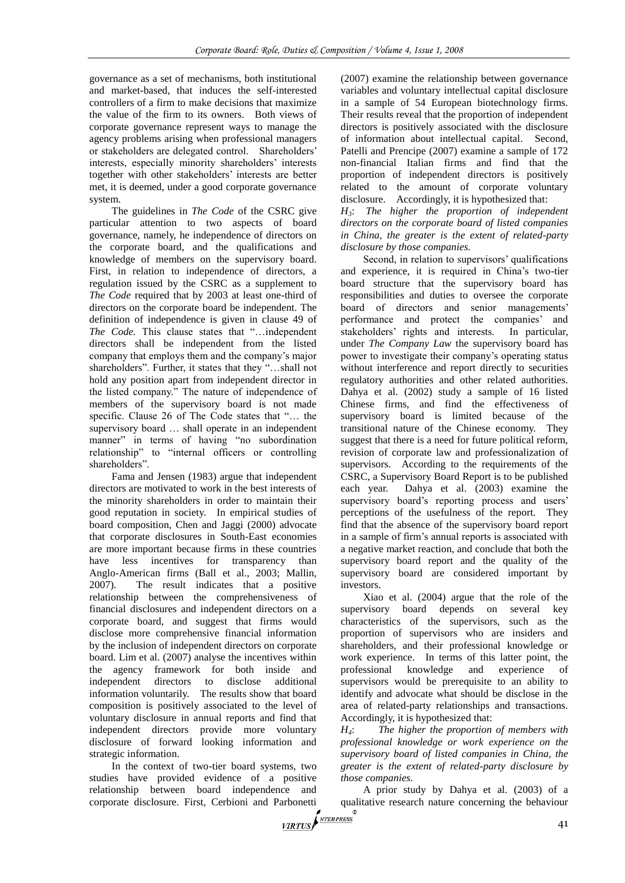governance as a set of mechanisms, both institutional and market-based, that induces the self-interested controllers of a firm to make decisions that maximize the value of the firm to its owners. Both views of corporate governance represent ways to manage the agency problems arising when professional managers or stakeholders are delegated control. Shareholders' interests, especially minority shareholders' interests together with other stakeholders' interests are better met, it is deemed, under a good corporate governance system.

The guidelines in *The Code* of the CSRC give particular attention to two aspects of board governance, namely, he independence of directors on the corporate board, and the qualifications and knowledge of members on the supervisory board. First, in relation to independence of directors, a regulation issued by the CSRC as a supplement to *The Code* required that by 2003 at least one-third of directors on the corporate board be independent. The definition of independence is given in clause 49 of *The Code*. This clause states that "…independent directors shall be independent from the listed company that employs them and the company's major shareholders". Further, it states that they "…shall not hold any position apart from independent director in the listed company." The nature of independence of members of the supervisory board is not made specific. Clause 26 of The Code states that "… the supervisory board … shall operate in an independent manner" in terms of having "no subordination relationship" to "internal officers or controlling shareholders".

Fama and Jensen (1983) argue that independent directors are motivated to work in the best interests of the minority shareholders in order to maintain their good reputation in society. In empirical studies of board composition, Chen and Jaggi (2000) advocate that corporate disclosures in South-East economies are more important because firms in these countries have less incentives for transparency than Anglo-American firms (Ball et al., 2003; Mallin, 2007). The result indicates that a positive relationship between the comprehensiveness of financial disclosures and independent directors on a corporate board, and suggest that firms would disclose more comprehensive financial information by the inclusion of independent directors on corporate board. Lim et al. (2007) analyse the incentives within the agency framework for both inside and independent directors to disclose additional information voluntarily. The results show that board composition is positively associated to the level of voluntary disclosure in annual reports and find that independent directors provide more voluntary disclosure of forward looking information and strategic information.

In the context of two-tier board systems, two studies have provided evidence of a positive relationship between board independence and corporate disclosure. First, Cerbioni and Parbonetti (2007) examine the relationship between governance variables and voluntary intellectual capital disclosure in a sample of 54 European biotechnology firms. Their results reveal that the proportion of independent directors is positively associated with the disclosure of information about intellectual capital. Second, Patelli and Prencipe (2007) examine a sample of 172 non-financial Italian firms and find that the proportion of independent directors is positively related to the amount of corporate voluntary disclosure. Accordingly, it is hypothesized that:

$H_3$: *The higher the proportion of independent directors on the corporate board of listed companies in China, the greater is the extent of related-party disclosure by those companies.*

Second, in relation to supervisors' qualifications and experience, it is required in China's two-tier board structure that the supervisory board has responsibilities and duties to oversee the corporate board of directors and senior managements' performance and protect the companies' and stakeholders' rights and interests. In particular, under *The Company Law* the supervisory board has power to investigate their company's operating status without interference and report directly to securities regulatory authorities and other related authorities. Dahya et al. (2002) study a sample of 16 listed Chinese firms, and find the effectiveness of supervisory board is limited because of the transitional nature of the Chinese economy. They suggest that there is a need for future political reform, revision of corporate law and professionalization of supervisors. According to the requirements of the CSRC, a Supervisory Board Report is to be published each year. Dahya et al. (2003) examine the supervisory board's reporting process and users' perceptions of the usefulness of the report. They find that the absence of the supervisory board report in a sample of firm's annual reports is associated with a negative market reaction, and conclude that both the supervisory board report and the quality of the supervisory board are considered important by investors.

Xiao et al. (2004) argue that the role of the supervisory board depends on several key characteristics of the supervisors, such as the proportion of supervisors who are insiders and shareholders, and their professional knowledge or work experience. In terms of this latter point, the professional knowledge and experience of supervisors would be prerequisite to an ability to identify and advocate what should be disclose in the area of related-party relationships and transactions. Accordingly, it is hypothesized that:

$H_4$: *The higher the proportion of members with professional knowledge or work experience on the supervisory board of listed companies in China, the greater is the extent of related-party disclosure by those companies.*

A prior study by Dahya et al. (2003) of a qualitative research nature concerning the behaviour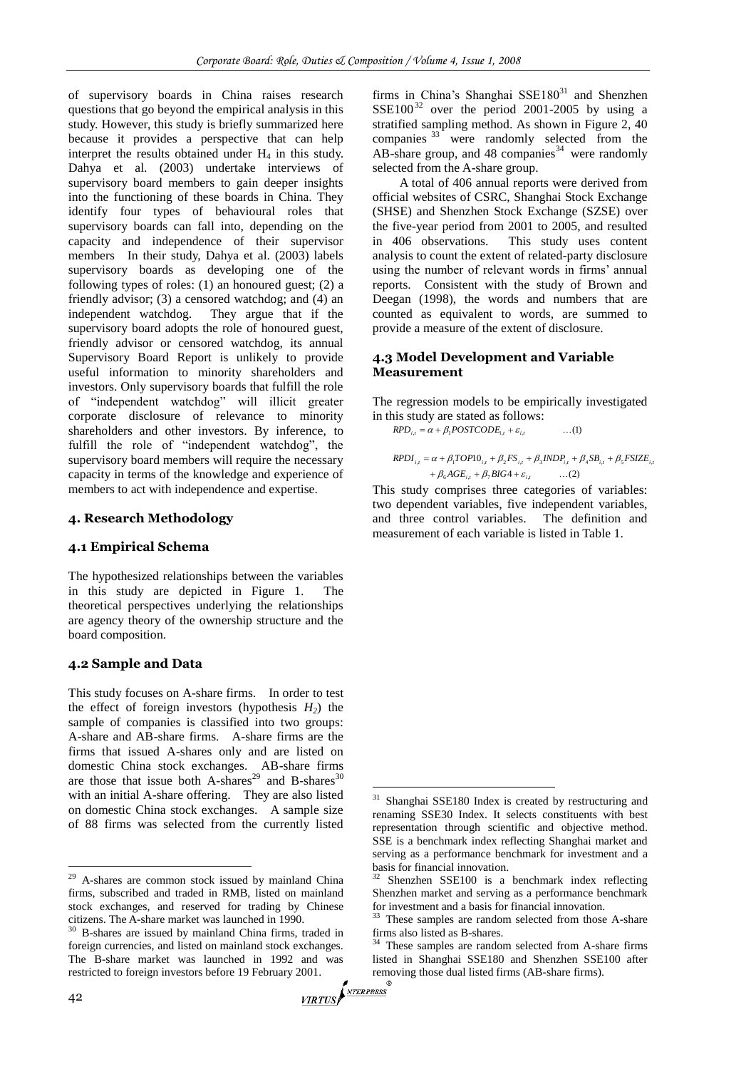of supervisory boards in China raises research questions that go beyond the empirical analysis in this study. However, this study is briefly summarized here because it provides a perspective that can help interpret the results obtained under $H_4$ in this study. Dahya et al. (2003) undertake interviews of supervisory board members to gain deeper insights into the functioning of these boards in China. They identify four types of behavioural roles that supervisory boards can fall into, depending on the capacity and independence of their supervisor members In their study, Dahya et al. (2003) labels supervisory boards as developing one of the following types of roles: (1) an honoured guest; (2) a friendly advisor; (3) a censored watchdog; and (4) an independent watchdog. They argue that if the supervisory board adopts the role of honoured guest, friendly advisor or censored watchdog, its annual Supervisory Board Report is unlikely to provide useful information to minority shareholders and investors. Only supervisory boards that fulfill the role of "independent watchdog" will illicit greater corporate disclosure of relevance to minority shareholders and other investors. By inference, to fulfill the role of "independent watchdog", the supervisory board members will require the necessary capacity in terms of the knowledge and experience of members to act with independence and expertise.

## 4. Research Methodology

### 4.1 Empirical Schema

The hypothesized relationships between the variables in this study are depicted in Figure 1. The theoretical perspectives underlying the relationships are agency theory of the ownership structure and the board composition.

### 4.2 Sample and Data

This study focuses on A-share firms. In order to test the effect of foreign investors (hypothesis $H_2$) the sample of companies is classified into two groups: A-share and AB-share firms. A-share firms are the firms that issued A-shares only and are listed on domestic China stock exchanges. AB-share firms are those that issue both A-shares[29] and B-shares[30] with an initial A-share offering. They are also listed on domestic China stock exchanges. A sample size of 88 firms was selected from the currently listed firms in China's Shanghai SSE180[31] and Shenzhen SSE100[32] over the period 2001-2005 by using a stratified sampling method. As shown in Figure 2, 40 companies[33] were randomly selected from the AB-share group, and 48 companies[34] were randomly selected from the A-share group.

A total of 406 annual reports were derived from official websites of CSRC, Shanghai Stock Exchange (SHSE) and Shenzhen Stock Exchange (SZSE) over the five-year period from 2001 to 2005, and resulted in 406 observations. This study uses content analysis to count the extent of related-party disclosure using the number of relevant words in firms' annual reports. Consistent with the study of Brown and Deegan (1998), the words and numbers that are counted as equivalent to words, are summed to provide a measure of the extent of disclosure.

### 4.3 Model Development and Variable Measurement

The regression models to be empirically investigated in this study are stated as follows:

$$RPD_{i,t} = \alpha + \beta_1 POSTCODE_{i,t} + \varepsilon_{i,t} \qquad \ldots(1)$$

$$RPDI_{i,t} = \alpha + \beta_1 TOP10_{i,t} + \beta_2 FS_{i,t} + \beta_3 INDP_{i,t} + \beta_4 SB_{i,t} + \beta_5 FSIZE_{i,t} + \beta_6 AGE_{i,t} + \beta_7 BIG4 + \varepsilon_{i,t} \qquad \ldots(2)$$

This study comprises three categories of variables: two dependent variables, five independent variables, and three control variables. The definition and measurement of each variable is listed in Table 1.

---

[29] A-shares are common stock issued by mainland China firms, subscribed and traded in RMB, listed on mainland stock exchanges, and reserved for trading by Chinese citizens. The A-share market was launched in 1990.

[30] B-shares are issued by mainland China firms, traded in foreign currencies, and listed on mainland stock exchanges. The B-share market was launched in 1992 and was restricted to foreign investors before 19 February 2001.

[31] Shanghai SSE180 Index is created by restructuring and renaming SSE30 Index. It selects constituents with best representation through scientific and objective method. SSE is a benchmark index reflecting Shanghai market and serving as a performance benchmark for investment and a basis for financial innovation.

[32] Shenzhen SSE100 is a benchmark index reflecting Shenzhen market and serving as a performance benchmark for investment and a basis for financial innovation.

[33] These samples are random selected from those A-share firms also listed as B-shares.

[34] These samples are random selected from A-share firms listed in Shanghai SSE180 and Shenzhen SSE100 after removing those dual listed firms (AB-share firms).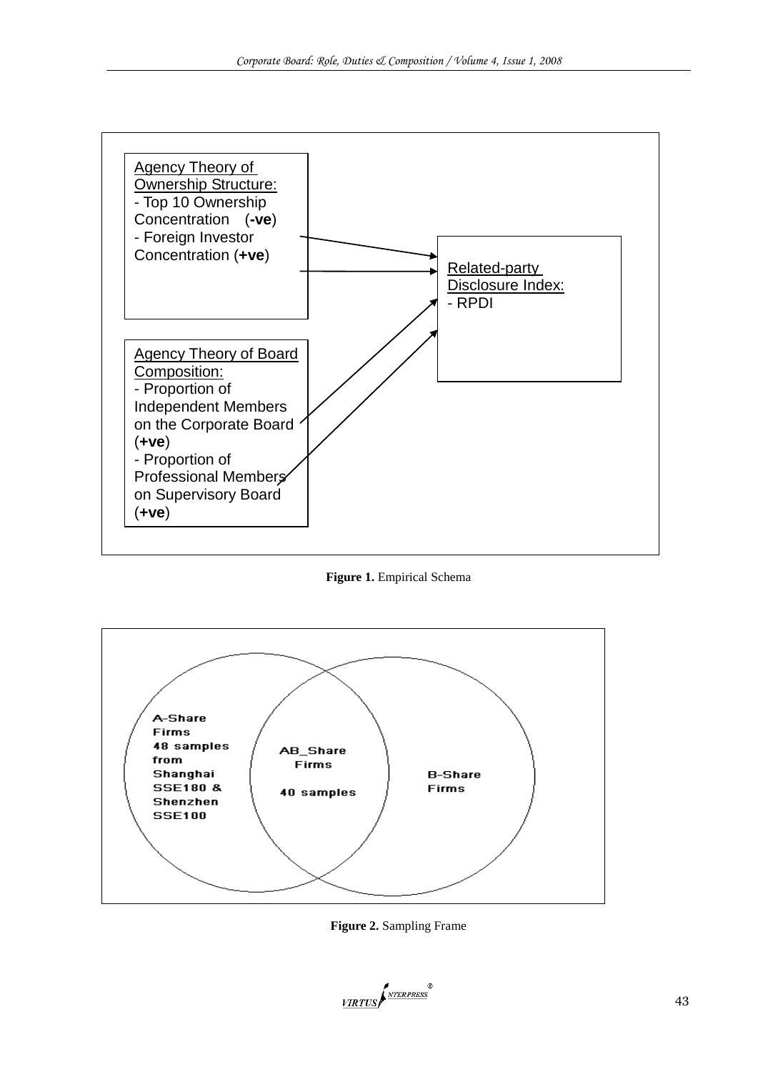Agency Theory of Ownership Structure:
- Top 10 Ownership Concentration (**-ve**)
- Foreign Investor Concentration (**+ve**)

Agency Theory of Board Composition:
- Proportion of Independent Members on the Corporate Board (**+ve**)
- Proportion of Professional Members on Supervisory Board (**+ve**)

Related-party Disclosure Index:
- RPDI

**Figure 1.** Empirical Schema

A-Share Firms 48 samples from Shanghai SSE180 & Shenzhen SSE100

AB_Share Firms 40 samples

B-Share Firms

**Figure 2.** Sampling Frame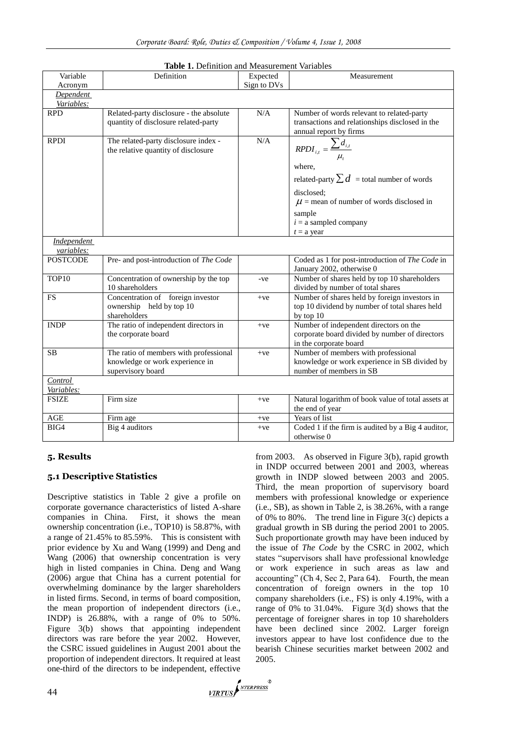**Table 1.** Definition and Measurement Variables

| Variable Acronym | Definition | Expected Sign to DVs | Measurement |
|---|---|---|---|
| *Dependent Variables:* | | | |
| RPD | Related-party disclosure - the absolute quantity of disclosure related-party | N/A | Number of words relevant to related-party transactions and relationships disclosed in the annual report by firms |
| RPDI | The related-party disclosure index - the relative quantity of disclosure | N/A | $RPDI_{i,t} = \frac{\sum d_{i,t}}{\mu_t}$ where, related-party $\sum d$ = total number of words disclosed; $\mu$ = mean of number of words disclosed in sample; $i$ = a sampled company; $t$ = a year |
| *Independent variables:* | | | |
| POSTCODE | Pre- and post-introduction of *The Code* | | Coded as 1 for post-introduction of *The Code* in January 2002, otherwise 0 |
| TOP10 | Concentration of ownership by the top 10 shareholders | -ve | Number of shares held by top 10 shareholders divided by number of total shares |
| FS | Concentration of foreign investor ownership held by top 10 shareholders | +ve | Number of shares held by foreign investors in top 10 dividend by number of total shares held by top 10 |
| INDP | The ratio of independent directors in the corporate board | +ve | Number of independent directors on the corporate board divided by number of directors in the corporate board |
| SB | The ratio of members with professional knowledge or work experience in supervisory board | +ve | Number of members with professional knowledge or work experience in SB divided by number of members in SB |
| *Control Variables:* | | | |
| FSIZE | Firm size | +ve | Natural logarithm of book value of total assets at the end of year |
| AGE | Firm age | +ve | Years of list |
| BIG4 | Big 4 auditors | +ve | Coded 1 if the firm is audited by a Big 4 auditor, otherwise 0 |

## 5. Results

### 5.1 Descriptive Statistics

Descriptive statistics in Table 2 give a profile on corporate governance characteristics of listed A-share companies in China. First, it shows the mean ownership concentration (i.e., TOP10) is 58.87%, with a range of 21.45% to 85.59%. This is consistent with prior evidence by Xu and Wang (1999) and Deng and Wang (2006) that ownership concentration is very high in listed companies in China. Deng and Wang (2006) argue that China has a current potential for overwhelming dominance by the larger shareholders in listed firms. Second, in terms of board composition, the mean proportion of independent directors (i.e., INDP) is 26.88%, with a range of 0% to 50%. Figure 3(b) shows that appointing independent directors was rare before the year 2002. However, the CSRC issued guidelines in August 2001 about the proportion of independent directors. It required at least one-third of the directors to be independent, effective from 2003. As observed in Figure 3(b), rapid growth in INDP occurred between 2001 and 2003, whereas growth in INDP slowed between 2003 and 2005. Third, the mean proportion of supervisory board members with professional knowledge or experience (i.e., SB), as shown in Table 2, is 38.26%, with a range of 0% to 80%. The trend line in Figure 3(c) depicts a gradual growth in SB during the period 2001 to 2005. Such proportionate growth may have been induced by the issue of *The Code* by the CSRC in 2002, which states "supervisors shall have professional knowledge or work experience in such areas as law and accounting" (Ch 4, Sec 2, Para 64). Fourth, the mean concentration of foreign owners in the top 10 company shareholders (i.e., FS) is only 4.19%, with a range of 0% to 31.04%. Figure 3(d) shows that the percentage of foreigner shares in top 10 shareholders have been declined since 2002. Larger foreign investors appear to have lost confidence due to the bearish Chinese securities market between 2002 and 2005.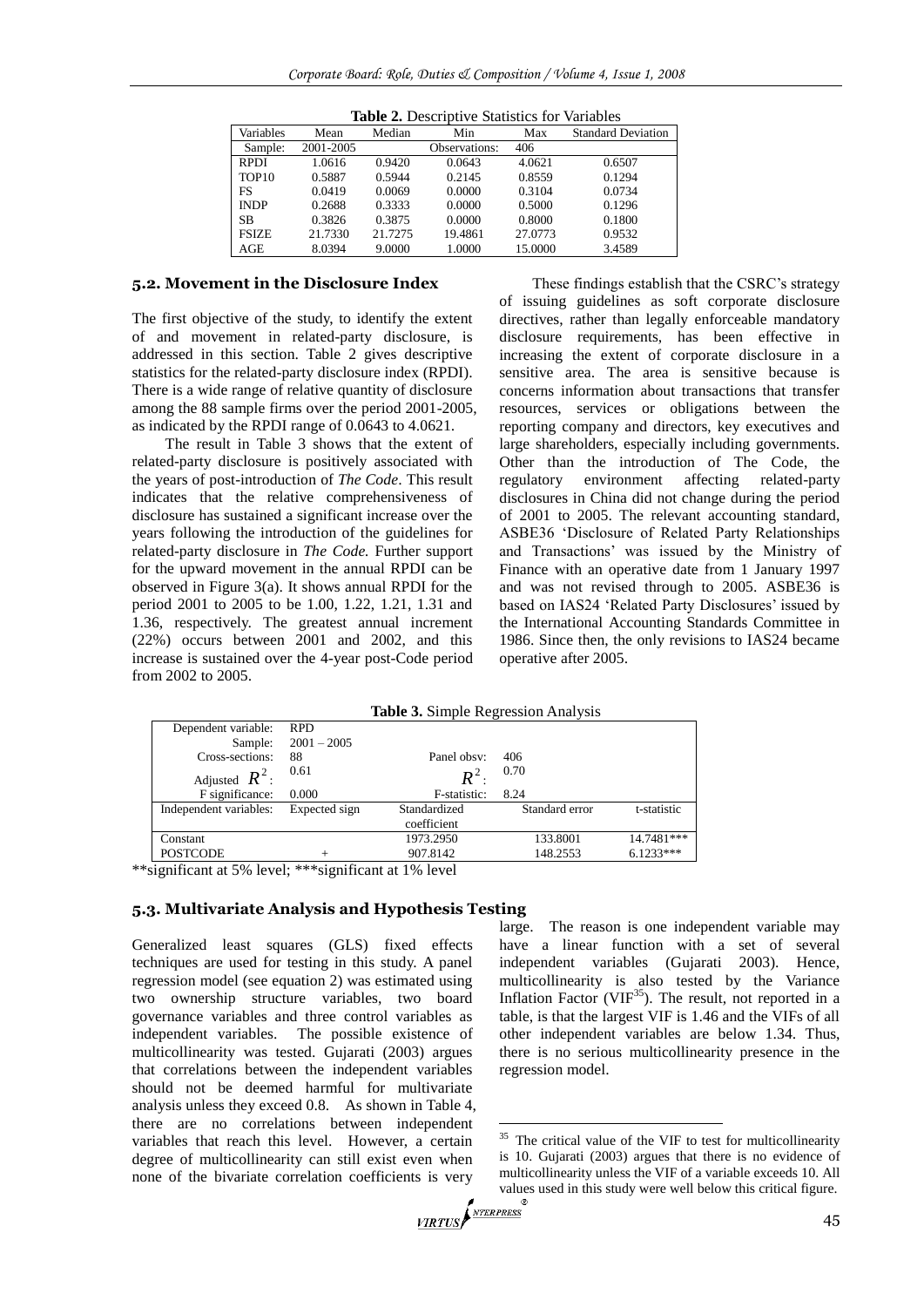**Table 2.** Descriptive Statistics for Variables

| Variables | Mean | Median | Min | Max | Standard Deviation |
|---|---|---|---|---|---|
| Sample: | 2001-2005 | | Observations: | 406 | |
| RPDI | 1.0616 | 0.9420 | 0.0643 | 4.0621 | 0.6507 |
| TOP10 | 0.5887 | 0.5944 | 0.2145 | 0.8559 | 0.1294 |
| FS | 0.0419 | 0.0069 | 0.0000 | 0.3104 | 0.0734 |
| INDP | 0.2688 | 0.3333 | 0.0000 | 0.5000 | 0.1296 |
| SB | 0.3826 | 0.3875 | 0.0000 | 0.8000 | 0.1800 |
| FSIZE | 21.7330 | 21.7275 | 19.4861 | 27.0773 | 0.9532 |
| AGE | 8.0394 | 9.0000 | 1.0000 | 15.0000 | 3.4589 |

## 5.2. Movement in the Disclosure Index

The first objective of the study, to identify the extent of and movement in related-party disclosure, is addressed in this section. Table 2 gives descriptive statistics for the related-party disclosure index (RPDI). There is a wide range of relative quantity of disclosure among the 88 sample firms over the period 2001-2005, as indicated by the RPDI range of 0.0643 to 4.0621.

The result in Table 3 shows that the extent of related-party disclosure is positively associated with the years of post-introduction of *The Code*. This result indicates that the relative comprehensiveness of disclosure has sustained a significant increase over the years following the introduction of the guidelines for related-party disclosure in *The Code.* Further support for the upward movement in the annual RPDI can be observed in Figure 3(a). It shows annual RPDI for the period 2001 to 2005 to be 1.00, 1.22, 1.21, 1.31 and 1.36, respectively. The greatest annual increment (22%) occurs between 2001 and 2002, and this increase is sustained over the 4-year post-Code period from 2002 to 2005.

These findings establish that the CSRC's strategy of issuing guidelines as soft corporate disclosure directives, rather than legally enforceable mandatory disclosure requirements, has been effective in increasing the extent of corporate disclosure in a sensitive area. The area is sensitive because is concerns information about transactions that transfer resources, services or obligations between the reporting company and directors, key executives and large shareholders, especially including governments. Other than the introduction of The Code, the regulatory environment affecting related-party disclosures in China did not change during the period of 2001 to 2005. The relevant accounting standard, ASBE36 'Disclosure of Related Party Relationships and Transactions' was issued by the Ministry of Finance with an operative date from 1 January 1997 and was not revised through to 2005. ASBE36 is based on IAS24 'Related Party Disclosures' issued by the International Accounting Standards Committee in 1986. Since then, the only revisions to IAS24 became operative after 2005.

**Table 3.** Simple Regression Analysis

| Dependent variable: | RPD | | | |
|---|---|---|---|---|
| Sample: | 2001 – 2005 | | | |
| Cross-sections: | 88 | Panel obsv: | 406 | |
| Adjusted $R^2$: | 0.61 | $R^2$: | 0.70 | |
| F significance: | 0.000 | F-statistic: | 8.24 | |
| Independent variables: | Expected sign | Standardized coefficient | Standard error | t-statistic |
| Constant | | 1973.2950 | 133.8001 | 14.7481*** |
| POSTCODE | + | 907.8142 | 148.2553 | 6.1233*** |

**significant at 5% level; ***significant at 1% level

## 5.3. Multivariate Analysis and Hypothesis Testing

Generalized least squares (GLS) fixed effects techniques are used for testing in this study. A panel regression model (see equation 2) was estimated using two ownership structure variables, two board governance variables and three control variables as independent variables. The possible existence of multicollinearity was tested. Gujarati (2003) argues that correlations between the independent variables should not be deemed harmful for multivariate analysis unless they exceed 0.8. As shown in Table 4, there are no correlations between independent variables that reach this level. However, a certain degree of multicollinearity can still exist even when none of the bivariate correlation coefficients is very large. The reason is one independent variable may have a linear function with a set of several independent variables (Gujarati 2003). Hence, multicollinearity is also tested by the Variance Inflation Factor (VIF[35]). The result, not reported in a table, is that the largest VIF is 1.46 and the VIFs of all other independent variables are below 1.34. Thus, there is no serious multicollinearity presence in the regression model.

[35] The critical value of the VIF to test for multicollinearity is 10. Gujarati (2003) argues that there is no evidence of multicollinearity unless the VIF of a variable exceeds 10. All values used in this study were well below this critical figure.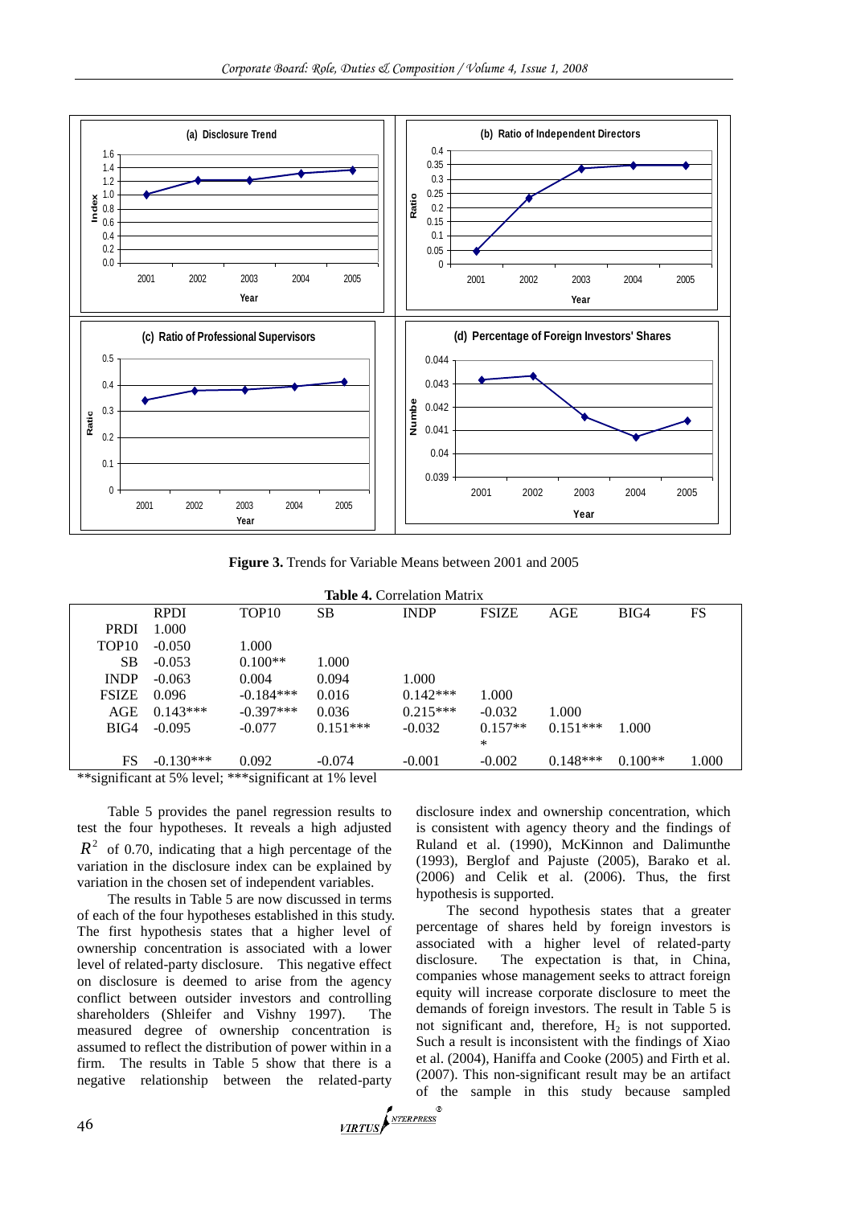**Figure 3.** Trends for Variable Means between 2001 and 2005

**Table 4.** Correlation Matrix

| | RPDI | TOP10 | SB | INDP | FSIZE | AGE | BIG4 | FS |
|---|---|---|---|---|---|---|---|---|
| PRDI | 1.000 | | | | | | | |
| TOP10 | -0.050 | 1.000 | | | | | | |
| SB | -0.053 | 0.100** | 1.000 | | | | | |
| INDP | -0.063 | 0.004 | 0.094 | 1.000 | | | | |
| FSIZE | 0.096 | -0.184*** | 0.016 | 0.142*** | 1.000 | | | |
| AGE | 0.143*** | -0.397*** | 0.036 | 0.215*** | -0.032 | 1.000 | | |
| BIG4 | -0.095 | -0.077 | 0.151*** | -0.032 | 0.157*** | 0.151*** | 1.000 | |
| FS | -0.130*** | 0.092 | -0.074 | -0.001 | -0.002 | 0.148*** | 0.100** | 1.000 |

**significant at 5% level; ***significant at 1% level

Table 5 provides the panel regression results to test the four hypotheses. It reveals a high adjusted $R^2$ of 0.70, indicating that a high percentage of the variation in the disclosure index can be explained by variation in the chosen set of independent variables.

The results in Table 5 are now discussed in terms of each of the four hypotheses established in this study. The first hypothesis states that a higher level of ownership concentration is associated with a lower level of related-party disclosure. This negative effect on disclosure is deemed to arise from the agency conflict between outsider investors and controlling shareholders (Shleifer and Vishny 1997). The measured degree of ownership concentration is assumed to reflect the distribution of power within in a firm. The results in Table 5 show that there is a negative relationship between the related-party disclosure index and ownership concentration, which is consistent with agency theory and the findings of Ruland et al. (1990), McKinnon and Dalimunthe (1993), Berglof and Pajuste (2005), Barako et al. (2006) and Celik et al. (2006). Thus, the first hypothesis is supported.

The second hypothesis states that a greater percentage of shares held by foreign investors is associated with a higher level of related-party disclosure. The expectation is that, in China, companies whose management seeks to attract foreign equity will increase corporate disclosure to meet the demands of foreign investors. The result in Table 5 is not significant and, therefore, $H_2$ is not supported. Such a result is inconsistent with the findings of Xiao et al. (2004), Haniffa and Cooke (2005) and Firth et al. (2007). This non-significant result may be an artifact of the sample in this study because sampled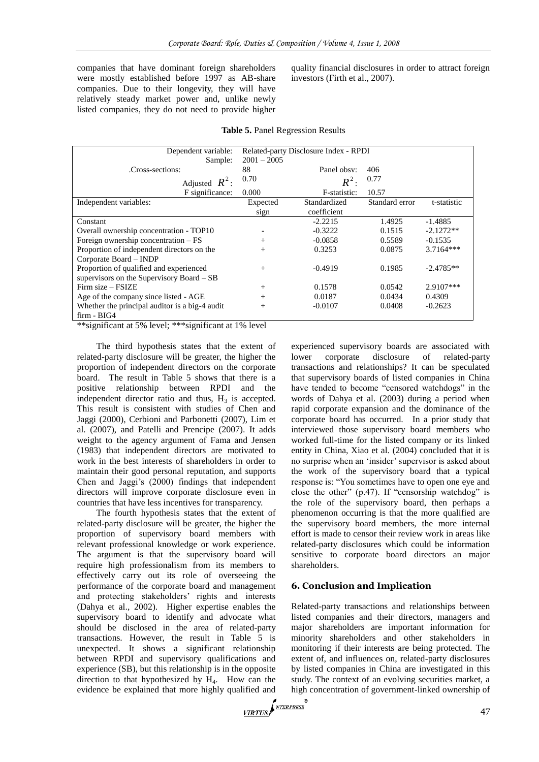companies that have dominant foreign shareholders were mostly established before 1997 as AB-share companies. Due to their longevity, they will have relatively steady market power and, unlike newly listed companies, they do not need to provide higher quality financial disclosures in order to attract foreign investors (Firth et al., 2007).

**Table 5.** Panel Regression Results

| Dependent variable: | Related-party Disclosure Index - RPDI | | | |
|---|---|---|---|---|
| Sample: | 2001 – 2005 | | | |
| .Cross-sections: | 88 | Panel obsv: | 406 | |
| Adjusted $R^2$: | 0.70 | $R^2$: | 0.77 | |
| F significance: | 0.000 | F-statistic: | 10.57 | |
| Independent variables: | Expected sign | Standardized coefficient | Standard error | t-statistic |
| Constant | | -2.2215 | 1.4925 | -1.4885 |
| Overall ownership concentration - TOP10 | - | -0.3222 | 0.1515 | -2.1272** |
| Foreign ownership concentration – FS | + | -0.0858 | 0.5589 | -0.1535 |
| Proportion of independent directors on the Corporate Board – INDP | + | 0.3253 | 0.0875 | 3.7164*** |
| Proportion of qualified and experienced supervisors on the Supervisory Board – SB | + | -0.4919 | 0.1985 | -2.4785** |
| Firm size – FSIZE | + | 0.1578 | 0.0542 | 2.9107*** |
| Age of the company since listed - AGE | + | 0.0187 | 0.0434 | 0.4309 |
| Whether the principal auditor is a big-4 audit firm - BIG4 | + | -0.0107 | 0.0408 | -0.2623 |

**significant at 5% level; ***significant at 1% level

The third hypothesis states that the extent of related-party disclosure will be greater, the higher the proportion of independent directors on the corporate board. The result in Table 5 shows that there is a positive relationship between RPDI and the independent director ratio and thus, $H_3$ is accepted. This result is consistent with studies of Chen and Jaggi (2000), Cerbioni and Parbonetti (2007), Lim et al. (2007), and Patelli and Prencipe (2007). It adds weight to the agency argument of Fama and Jensen (1983) that independent directors are motivated to work in the best interests of shareholders in order to maintain their good personal reputation, and supports Chen and Jaggi's (2000) findings that independent directors will improve corporate disclosure even in countries that have less incentives for transparency.

The fourth hypothesis states that the extent of related-party disclosure will be greater, the higher the proportion of supervisory board members with relevant professional knowledge or work experience. The argument is that the supervisory board will require high professionalism from its members to effectively carry out its role of overseeing the performance of the corporate board and management and protecting stakeholders' rights and interests (Dahya et al., 2002). Higher expertise enables the supervisory board to identify and advocate what should be disclosed in the area of related-party transactions. However, the result in Table 5 is unexpected. It shows a significant relationship between RPDI and supervisory qualifications and experience (SB), but this relationship is in the opposite direction to that hypothesized by $H_4$. How can the evidence be explained that more highly qualified and experienced supervisory boards are associated with lower corporate disclosure of related-party transactions and relationships? It can be speculated that supervisory boards of listed companies in China have tended to become "censored watchdogs" in the words of Dahya et al. (2003) during a period when rapid corporate expansion and the dominance of the corporate board has occurred. In a prior study that interviewed those supervisory board members who worked full-time for the listed company or its linked entity in China, Xiao et al. (2004) concluded that it is no surprise when an 'insider' supervisor is asked about the work of the supervisory board that a typical response is: "You sometimes have to open one eye and close the other" (p.47). If "censorship watchdog" is the role of the supervisory board, then perhaps a phenomenon occurring is that the more qualified are the supervisory board members, the more internal effort is made to censor their review work in areas like related-party disclosures which could be information sensitive to corporate board directors an major shareholders.

## 6. Conclusion and Implication

Related-party transactions and relationships between listed companies and their directors, managers and major shareholders are important information for minority shareholders and other stakeholders in monitoring if their interests are being protected. The extent of, and influences on, related-party disclosures by listed companies in China are investigated in this study. The context of an evolving securities market, a high concentration of government-linked ownership of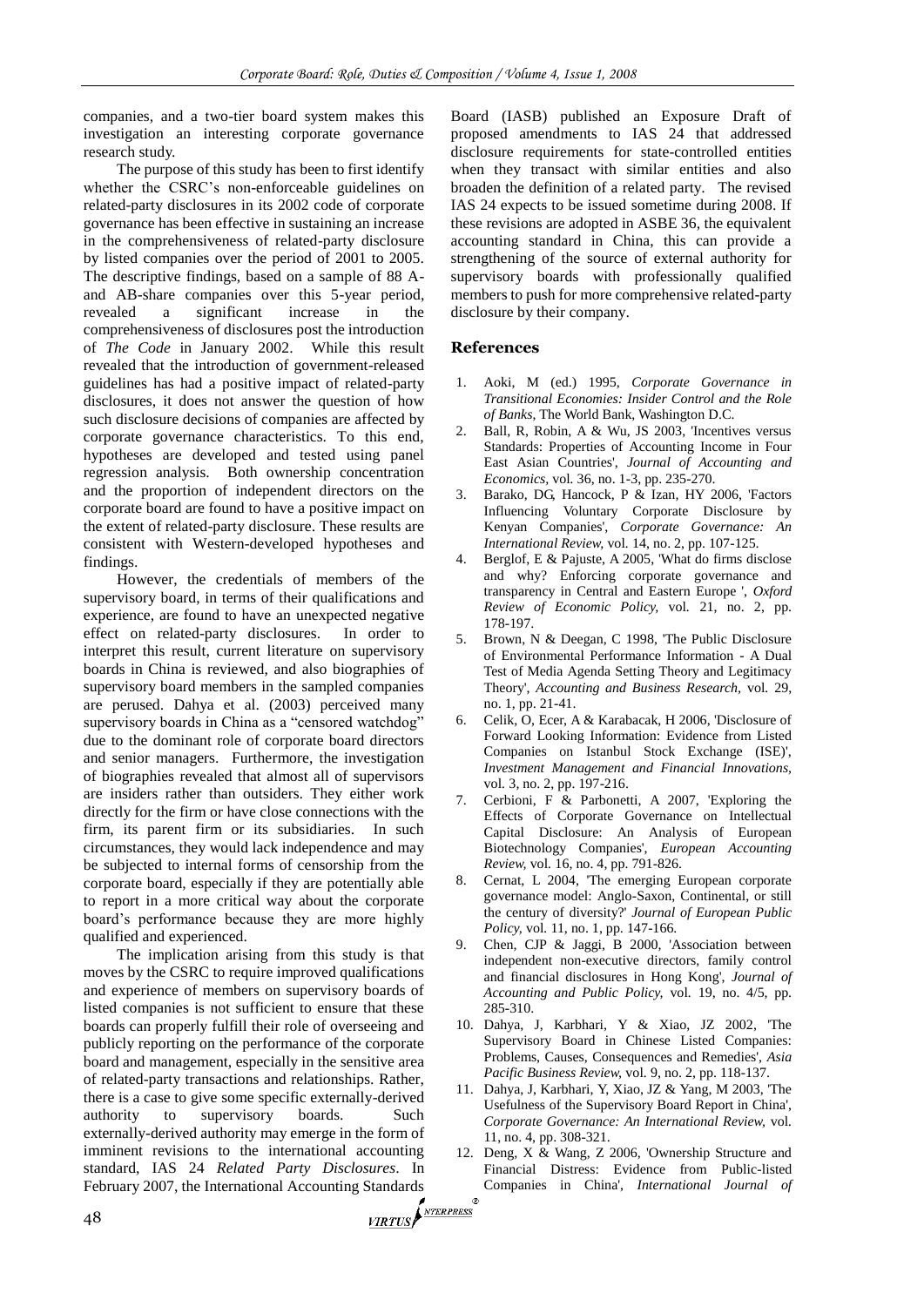companies, and a two-tier board system makes this investigation an interesting corporate governance research study.

The purpose of this study has been to first identify whether the CSRC's non-enforceable guidelines on related-party disclosures in its 2002 code of corporate governance has been effective in sustaining an increase in the comprehensiveness of related-party disclosure by listed companies over the period of 2001 to 2005. The descriptive findings, based on a sample of 88 A- and AB-share companies over this 5-year period, revealed a significant increase in the comprehensiveness of disclosures post the introduction of *The Code* in January 2002. While this result revealed that the introduction of government-released guidelines has had a positive impact of related-party disclosures, it does not answer the question of how such disclosure decisions of companies are affected by corporate governance characteristics. To this end, hypotheses are developed and tested using panel regression analysis. Both ownership concentration and the proportion of independent directors on the corporate board are found to have a positive impact on the extent of related-party disclosure. These results are consistent with Western-developed hypotheses and findings.

However, the credentials of members of the supervisory board, in terms of their qualifications and experience, are found to have an unexpected negative effect on related-party disclosures. In order to interpret this result, current literature on supervisory boards in China is reviewed, and also biographies of supervisory board members in the sampled companies are perused. Dahya et al. (2003) perceived many supervisory boards in China as a "censored watchdog" due to the dominant role of corporate board directors and senior managers. Furthermore, the investigation of biographies revealed that almost all of supervisors are insiders rather than outsiders. They either work directly for the firm or have close connections with the firm, its parent firm or its subsidiaries. In such circumstances, they would lack independence and may be subjected to internal forms of censorship from the corporate board, especially if they are potentially able to report in a more critical way about the corporate board's performance because they are more highly qualified and experienced.

The implication arising from this study is that moves by the CSRC to require improved qualifications and experience of members on supervisory boards of listed companies is not sufficient to ensure that these boards can properly fulfill their role of overseeing and publicly reporting on the performance of the corporate board and management, especially in the sensitive area of related-party transactions and relationships. Rather, there is a case to give some specific externally-derived authority to supervisory boards. Such externally-derived authority may emerge in the form of imminent revisions to the international accounting standard, IAS 24 *Related Party Disclosures*. In February 2007, the International Accounting Standards Board (IASB) published an Exposure Draft of proposed amendments to IAS 24 that addressed disclosure requirements for state-controlled entities when they transact with similar entities and also broaden the definition of a related party. The revised IAS 24 expects to be issued sometime during 2008. If these revisions are adopted in ASBE 36, the equivalent accounting standard in China, this can provide a strengthening of the source of external authority for supervisory boards with professionally qualified members to push for more comprehensive related-party disclosure by their company.

## References

1. Aoki, M (ed.) 1995, *Corporate Governance in Transitional Economies: Insider Control and the Role of Banks*, The World Bank, Washington D.C.
2. Ball, R, Robin, A & Wu, JS 2003, 'Incentives versus Standards: Properties of Accounting Income in Four East Asian Countries', *Journal of Accounting and Economics,* vol. 36, no. 1-3, pp. 235-270.
3. Barako, DG, Hancock, P & Izan, HY 2006, 'Factors Influencing Voluntary Corporate Disclosure by Kenyan Companies', *Corporate Governance: An International Review,* vol. 14, no. 2, pp. 107-125.
4. Berglof, E & Pajuste, A 2005, 'What do firms disclose and why? Enforcing corporate governance and transparency in Central and Eastern Europe ', *Oxford Review of Economic Policy,* vol. 21, no. 2, pp. 178-197.
5. Brown, N & Deegan, C 1998, 'The Public Disclosure of Environmental Performance Information - A Dual Test of Media Agenda Setting Theory and Legitimacy Theory', *Accounting and Business Research,* vol. 29, no. 1, pp. 21-41.
6. Celik, O, Ecer, A & Karabacak, H 2006, 'Disclosure of Forward Looking Information: Evidence from Listed Companies on Istanbul Stock Exchange (ISE)', *Investment Management and Financial Innovations,* vol. 3, no. 2, pp. 197-216.
7. Cerbioni, F & Parbonetti, A 2007, 'Exploring the Effects of Corporate Governance on Intellectual Capital Disclosure: An Analysis of European Biotechnology Companies', *European Accounting Review,* vol. 16, no. 4, pp. 791-826.
8. Cernat, L 2004, 'The emerging European corporate governance model: Anglo-Saxon, Continental, or still the century of diversity?' *Journal of European Public Policy,* vol. 11, no. 1, pp. 147-166.
9. Chen, CJP & Jaggi, B 2000, 'Association between independent non-executive directors, family control and financial disclosures in Hong Kong', *Journal of Accounting and Public Policy,* vol. 19, no. 4/5, pp. 285-310.
10. Dahya, J, Karbhari, Y & Xiao, JZ 2002, 'The Supervisory Board in Chinese Listed Companies: Problems, Causes, Consequences and Remedies', *Asia Pacific Business Review,* vol. 9, no. 2, pp. 118-137.
11. Dahya, J, Karbhari, Y, Xiao, JZ & Yang, M 2003, 'The Usefulness of the Supervisory Board Report in China', *Corporate Governance: An International Review,* vol. 11, no. 4, pp. 308-321.
12. Deng, X & Wang, Z 2006, 'Ownership Structure and Financial Distress: Evidence from Public-listed Companies in China', *International Journal of*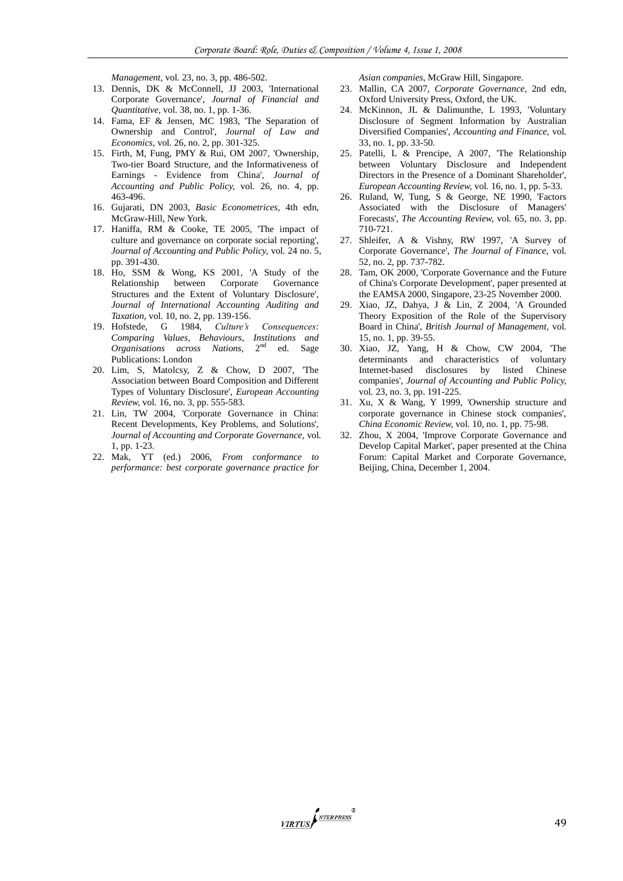*Management*, vol. 23, no. 3, pp. 486-502.

13. Dennis, DK & McConnell, JJ 2003, 'International Corporate Governance', *Journal of Financial and Quantitative*, vol. 38, no. 1, pp. 1-36.
14. Fama, EF & Jensen, MC 1983, 'The Separation of Ownership and Control', *Journal of Law and Economics*, vol. 26, no. 2, pp. 301-325.
15. Firth, M, Fung, PMY & Rui, OM 2007, 'Ownership, Two-tier Board Structure, and the Informativeness of Earnings - Evidence from China', *Journal of Accounting and Public Policy*, vol. 26, no. 4, pp. 463-496.
16. Gujarati, DN 2003, *Basic Econometrices*, 4th edn, McGraw-Hill, New York.
17. Haniffa, RM & Cooke, TE 2005, 'The impact of culture and governance on corporate social reporting', *Journal of Accounting and Public Policy*, vol. 24 no. 5, pp. 391-430.
18. Ho, SSM & Wong, KS 2001, 'A Study of the Relationship between Corporate Governance Structures and the Extent of Voluntary Disclosure', *Journal of International Accounting Auditing and Taxation*, vol. 10, no. 2, pp. 139-156.
19. Hofstede, G 1984, *Culture's Consequences: Comparing Values, Behaviours, Institutions and Organisations across Nations*, 2nd ed. Sage Publications: London
20. Lim, S, Matolcsy, Z & Chow, D 2007, 'The Association between Board Composition and Different Types of Voluntary Disclosure', *European Accounting Review*, vol. 16, no. 3, pp. 555-583.
21. Lin, TW 2004, 'Corporate Governance in China: Recent Developments, Key Problems, and Solutions', *Journal of Accounting and Corporate Governance*, vol. 1, pp. 1-23.
22. Mak, YT (ed.) 2006, *From conformance to performance: best corporate governance practice for Asian companies*, McGraw Hill, Singapore.
23. Mallin, CA 2007, *Corporate Governance*, 2nd edn, Oxford University Press, Oxford, the UK.
24. McKinnon, JL & Dalimunthe, L 1993, 'Voluntary Disclosure of Segment Information by Australian Diversified Companies', *Accounting and Finance*, vol. 33, no. 1, pp. 33-50.
25. Patelli, L & Prencipe, A 2007, 'The Relationship between Voluntary Disclosure and Independent Directors in the Presence of a Dominant Shareholder', *European Accounting Review*, vol. 16, no. 1, pp. 5-33.
26. Ruland, W, Tung, S & George, NE 1990, 'Factors Associated with the Disclosure of Managers' Forecasts', *The Accounting Review*, vol. 65, no. 3, pp. 710-721.
27. Shleifer, A & Vishny, RW 1997, 'A Survey of Corporate Governance', *The Journal of Finance*, vol. 52, no. 2, pp. 737-782.
28. Tam, OK 2000, 'Corporate Governance and the Future of China's Corporate Development', paper presented at the EAMSA 2000, Singapore, 23-25 November 2000.
29. Xiao, JZ, Dahya, J & Lin, Z 2004, 'A Grounded Theory Exposition of the Role of the Supervisory Board in China', *British Journal of Management*, vol. 15, no. 1, pp. 39-55.
30. Xiao, JZ, Yang, H & Chow, CW 2004, 'The determinants and characteristics of voluntary Internet-based disclosures by listed Chinese companies', *Journal of Accounting and Public Policy*, vol. 23, no. 3, pp. 191-225.
31. Xu, X & Wang, Y 1999, 'Ownership structure and corporate governance in Chinese stock companies', *China Economic Review*, vol. 10, no. 1, pp. 75-98.
32. Zhou, X 2004, 'Improve Corporate Governance and Develop Capital Market', paper presented at the China Forum: Capital Market and Corporate Governance, Beijing, China, December 1, 2004.